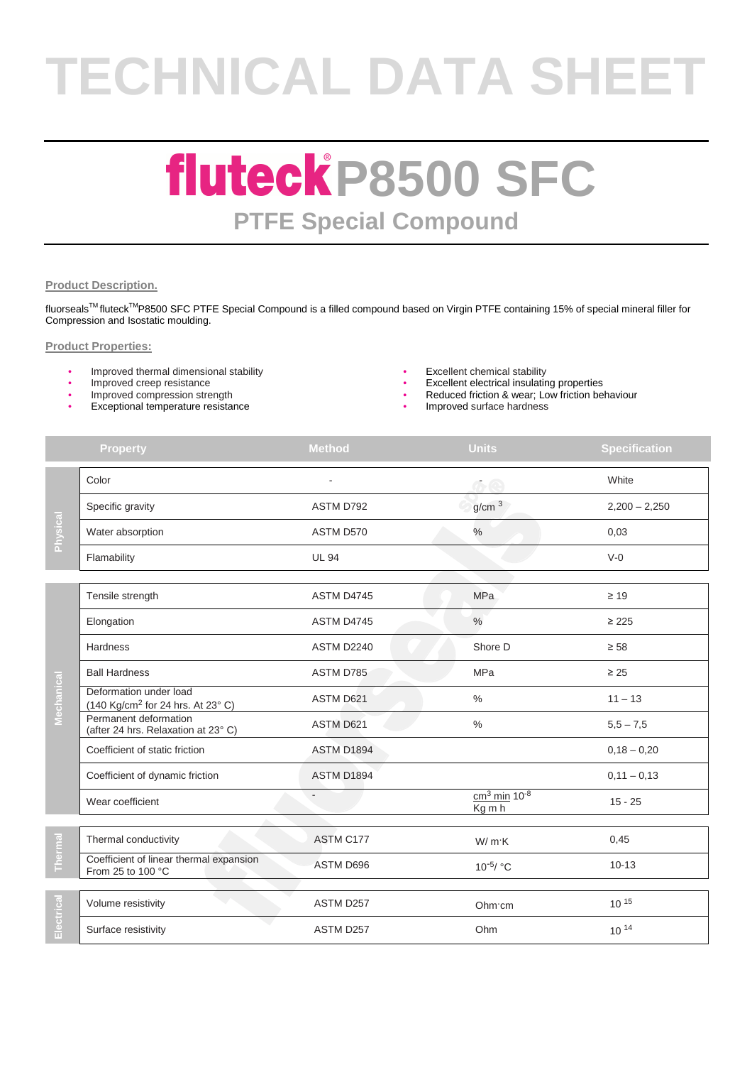# TECHNICAL DATA SHEET

# fluteck® P8500 SFC

## PTFE Special Compound

**Product Description.**

fluorseals™ fluteck™P8500 SFC PTFE Special Compound is a filled compound based on Virgin PTFE containing 15% of special mineral filler for Compression and Isostatic moulding.

**Product Properties:**

- Improved thermal dimensional stability
- Improved creep resistance
- Improved compression strength
- Exceptional temperature resistance
- Excellent chemical stability
- Excellent electrical insulating properties
- Reduced friction & wear; Low friction behaviour
- Improved surface hardness

| | Property | Method | Units | Specification |
|---|---|---|---|---|
| Physical | Color | - | - | White |
| | Specific gravity | ASTM D792 | g/cm $^3$ | 2,200 – 2,250 |
| | Water absorption | ASTM D570 | % | 0,03 |
| | Flamability | UL 94 | | V-0 |
| Mechanical | Tensile strength | ASTM D4745 | MPa | ≥ 19 |
| | Elongation | ASTM D4745 | % | ≥ 225 |
| | Hardness | ASTM D2240 | Shore D | ≥ 58 |
| | Ball Hardness | ASTM D785 | MPa | ≥ 25 |
| | Deformation under load (140 Kg/cm$^2$ for 24 hrs. At 23° C) | ASTM D621 | % | 11 – 13 |
| | Permanent deformation (after 24 hrs. Relaxation at 23° C) | ASTM D621 | % | 5,5 – 7,5 |
| | Coefficient of static friction | ASTM D1894 | | 0,18 – 0,20 |
| | Coefficient of dynamic friction | ASTM D1894 | | 0,11 – 0,13 |
| | Wear coefficient | - | $\frac{cm^3\ min}{Kg\ m\ h}$ $10^{-8}$ | 15 - 25 |
| Thermal | Thermal conductivity | ASTM C177 | W/ m·K | 0,45 |
| | Coefficient of linear thermal expansion From 25 to 100 °C | ASTM D696 | $10^{-5}$/ °C | 10-13 |
| Electrical | Volume resistivity | ASTM D257 | Ohm·cm | $10^{15}$ |
| | Surface resistivity | ASTM D257 | Ohm | $10^{14}$ |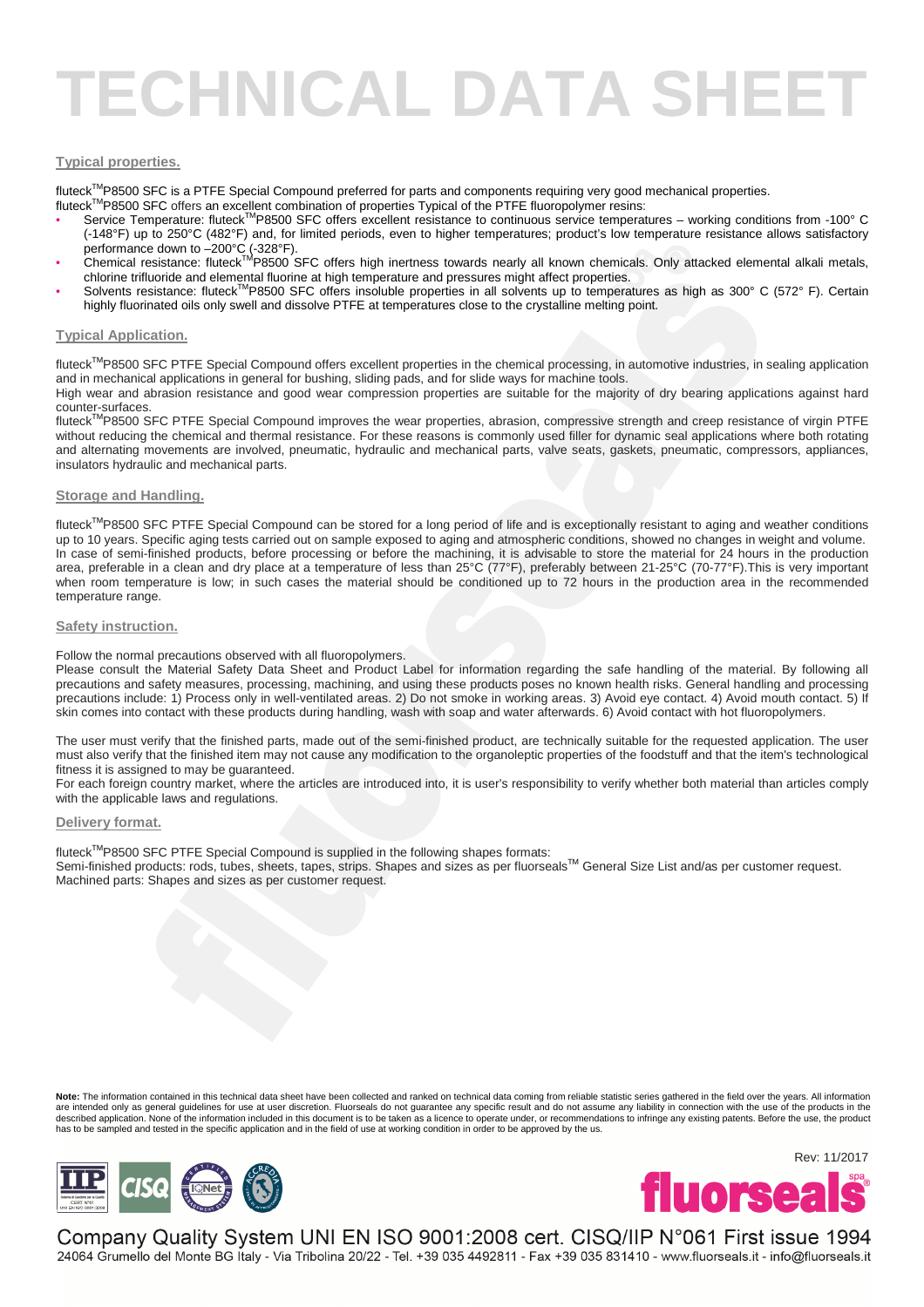# TECHNICAL DATA SHEET

## Typical properties.

fluteck™P8500 SFC is a PTFE Special Compound preferred for parts and components requiring very good mechanical properties.
fluteck™P8500 SFC offers an excellent combination of properties Typical of the PTFE fluoropolymer resins:

- Service Temperature: fluteck™P8500 SFC offers excellent resistance to continuous service temperatures – working conditions from -100° C (-148°F) up to 250°C (482°F) and, for limited periods, even to higher temperatures; product's low temperature resistance allows satisfactory performance down to –200°C (-328°F).
- Chemical resistance: fluteck™P8500 SFC offers high inertness towards nearly all known chemicals. Only attacked elemental alkali metals, chlorine trifluoride and elemental fluorine at high temperature and pressures might affect properties.
- Solvents resistance: fluteck™P8500 SFC offers insoluble properties in all solvents up to temperatures as high as 300° C (572° F). Certain highly fluorinated oils only swell and dissolve PTFE at temperatures close to the crystalline melting point.

## Typical Application.

fluteck™P8500 SFC PTFE Special Compound offers excellent properties in the chemical processing, in automotive industries, in sealing application and in mechanical applications in general for bushing, sliding pads, and for slide ways for machine tools.
High wear and abrasion resistance and good wear compression properties are suitable for the majority of dry bearing applications against hard counter-surfaces.
fluteck™P8500 SFC PTFE Special Compound improves the wear properties, abrasion, compressive strength and creep resistance of virgin PTFE without reducing the chemical and thermal resistance. For these reasons is commonly used filler for dynamic seal applications where both rotating and alternating movements are involved, pneumatic, hydraulic and mechanical parts, valve seats, gaskets, pneumatic, compressors, appliances, insulators hydraulic and mechanical parts.

## Storage and Handling.

fluteck™P8500 SFC PTFE Special Compound can be stored for a long period of life and is exceptionally resistant to aging and weather conditions up to 10 years. Specific aging tests carried out on sample exposed to aging and atmospheric conditions, showed no changes in weight and volume.
In case of semi-finished products, before processing or before the machining, it is advisable to store the material for 24 hours in the production area, preferable in a clean and dry place at a temperature of less than 25°C (77°F), preferably between 21-25°C (70-77°F).This is very important when room temperature is low; in such cases the material should be conditioned up to 72 hours in the production area in the recommended temperature range.

## Safety instruction.

Follow the normal precautions observed with all fluoropolymers.
Please consult the Material Safety Data Sheet and Product Label for information regarding the safe handling of the material. By following all precautions and safety measures, processing, machining, and using these products poses no known health risks. General handling and processing precautions include: 1) Process only in well-ventilated areas. 2) Do not smoke in working areas. 3) Avoid eye contact. 4) Avoid mouth contact. 5) If skin comes into contact with these products during handling, wash with soap and water afterwards. 6) Avoid contact with hot fluoropolymers.

The user must verify that the finished parts, made out of the semi-finished product, are technically suitable for the requested application. The user must also verify that the finished item may not cause any modification to the organoleptic properties of the foodstuff and that the item's technological fitness it is assigned to may be guaranteed.
For each foreign country market, where the articles are introduced into, it is user's responsibility to verify whether both material than articles comply with the applicable laws and regulations.

## Delivery format.

fluteck™P8500 SFC PTFE Special Compound is supplied in the following shapes formats:
Semi-finished products: rods, tubes, sheets, tapes, strips. Shapes and sizes as per fluorseals™ General Size List and/as per customer request.
Machined parts: Shapes and sizes as per customer request.

**Note:** The information contained in this technical data sheet have been collected and ranked on technical data coming from reliable statistic series gathered in the field over the years. All information are intended only as general guidelines for use at user discretion. Fluorseals do not guarantee any specific result and do not assume any liability in connection with the use of the products in the described application. None of the information included in this document is to be taken as a licence to operate under, or recommendations to infringe any existing patents. Before the use, the product has to be sampled and tested in the specific application and in the field of use at working condition in order to be approved by the us.

Rev: 11/2017

fluorseals spa

Company Quality System UNI EN ISO 9001:2008 cert. CISQ/IIP N°061 First issue 1994
24064 Grumello del Monte BG Italy - Via Tribolina 20/22 - Tel. +39 035 4492811 - Fax +39 035 831410 - www.fluorseals.it - info@fluorseals.it